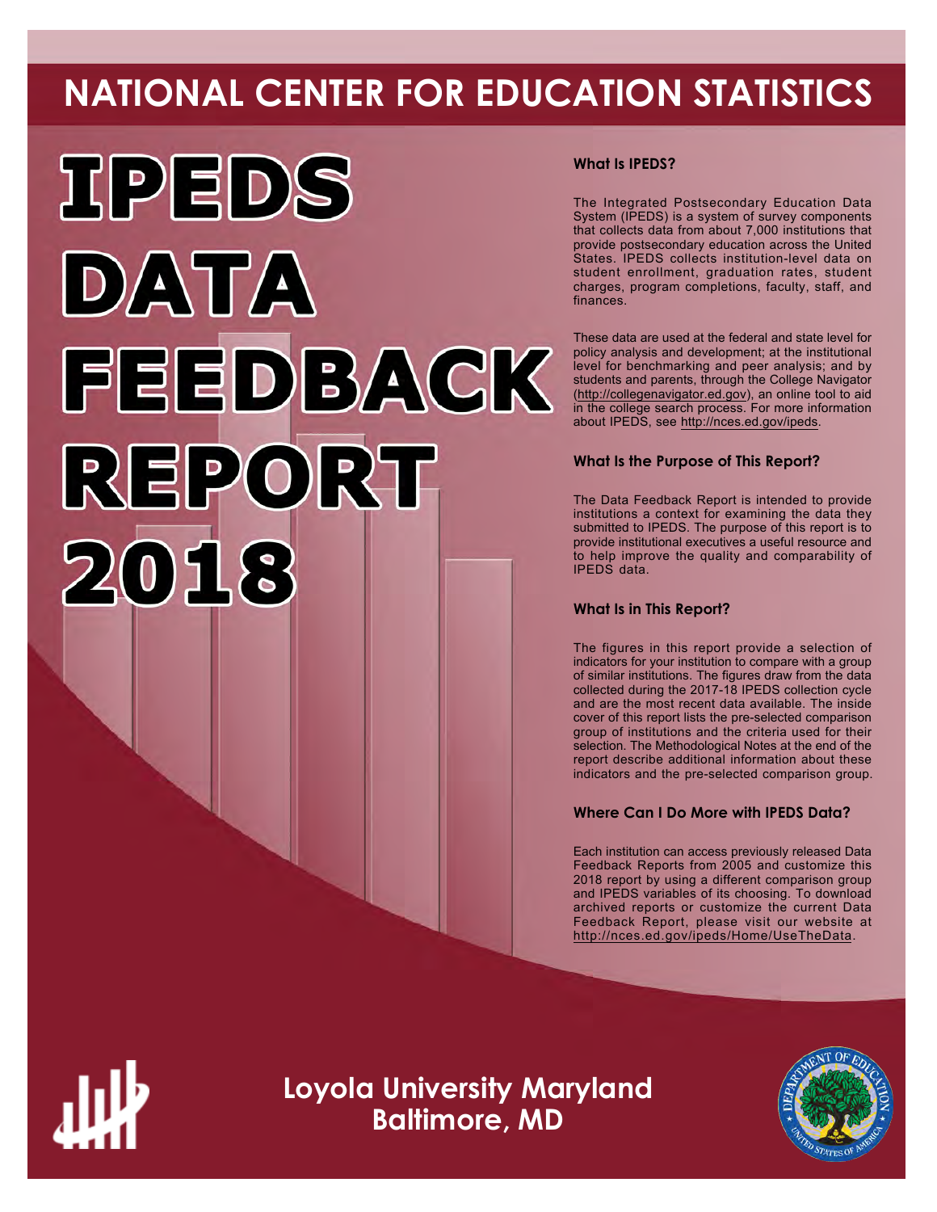# NATIONAL CENTER FOR EDUCATION STATISTICS

# IPEDS DATA FEEDBACK REPORT 2018

### What Is IPEDS?

The Integrated Postsecondary Education Data System (IPEDS) is a system of survey components that collects data from about 7,000 institutions that provide postsecondary education across the United States. IPEDS collects institution-level data on student enrollment, graduation rates, student charges, program completions, faculty, staff, and finances.

These data are used at the federal and state level for policy analysis and development; at the institutional level for benchmarking and peer analysis; and by students and parents, through the College Navigator (http://collegenavigator.ed.gov), an online tool to aid in the college search process. For more information about IPEDS, see http://nces.ed.gov/ipeds.

### What Is the Purpose of This Report?

The Data Feedback Report is intended to provide institutions a context for examining the data they submitted to IPEDS. The purpose of this report is to provide institutional executives a useful resource and to help improve the quality and comparability of IPEDS data.

### What Is in This Report?

The figures in this report provide a selection of indicators for your institution to compare with a group of similar institutions. The figures draw from the data collected during the 2017-18 IPEDS collection cycle and are the most recent data available. The inside cover of this report lists the pre-selected comparison group of institutions and the criteria used for their selection. The Methodological Notes at the end of the report describe additional information about these indicators and the pre-selected comparison group.

### Where Can I Do More with IPEDS Data?

Each institution can access previously released Data Feedback Reports from 2005 and customize this 2018 report by using a different comparison group and IPEDS variables of its choosing. To download archived reports or customize the current Data Feedback Report, please visit our website at http://nces.ed.gov/ipeds/Home/UseTheData.

## Loyola University Maryland
## Baltimore, MD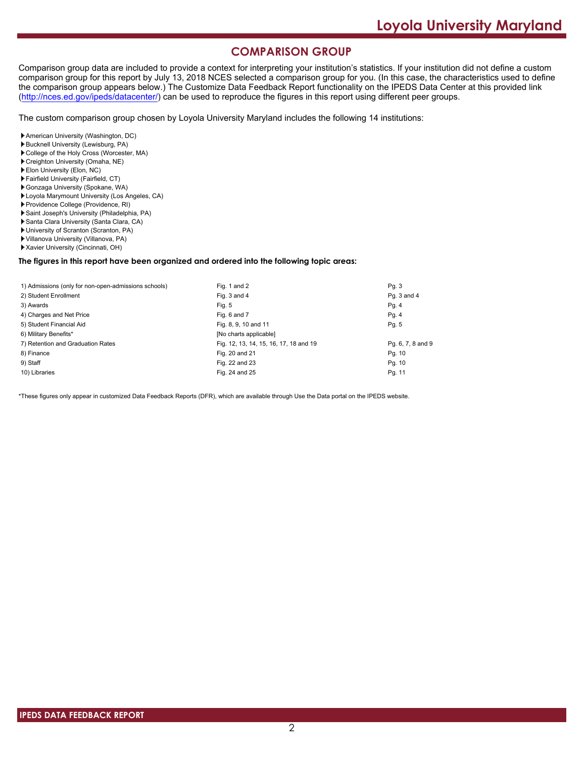# COMPARISON GROUP

Comparison group data are included to provide a context for interpreting your institution's statistics. If your institution did not define a custom comparison group for this report by July 13, 2018 NCES selected a comparison group for you. (In this case, the characteristics used to define the comparison group appears below.) The Customize Data Feedback Report functionality on the IPEDS Data Center at this provided link (http://nces.ed.gov/ipeds/datacenter/) can be used to reproduce the figures in this report using different peer groups.

The custom comparison group chosen by Loyola University Maryland includes the following 14 institutions:

- American University (Washington, DC)
- Bucknell University (Lewisburg, PA)
- College of the Holy Cross (Worcester, MA)
- Creighton University (Omaha, NE)
- Elon University (Elon, NC)
- Fairfield University (Fairfield, CT)
- Gonzaga University (Spokane, WA)
- Loyola Marymount University (Los Angeles, CA)
- Providence College (Providence, RI)
- Saint Joseph's University (Philadelphia, PA)
- Santa Clara University (Santa Clara, CA)
- University of Scranton (Scranton, PA)
- Villanova University (Villanova, PA)
- Xavier University (Cincinnati, OH)

**The figures in this report have been organized and ordered into the following topic areas:**

| Topic Area | Figures | Pages |
|---|---|---|
| 1) Admissions (only for non-open-admissions schools) | Fig. 1 and 2 | Pg. 3 |
| 2) Student Enrollment | Fig. 3 and 4 | Pg. 3 and 4 |
| 3) Awards | Fig. 5 | Pg. 4 |
| 4) Charges and Net Price | Fig. 6 and 7 | Pg. 4 |
| 5) Student Financial Aid | Fig. 8, 9, 10 and 11 | Pg. 5 |
| 6) Military Benefits* | [No charts applicable] | |
| 7) Retention and Graduation Rates | Fig. 12, 13, 14, 15, 16, 17, 18 and 19 | Pg. 6, 7, 8 and 9 |
| 8) Finance | Fig. 20 and 21 | Pg. 10 |
| 9) Staff | Fig. 22 and 23 | Pg. 10 |
| 10) Libraries | Fig. 24 and 25 | Pg. 11 |

*These figures only appear in customized Data Feedback Reports (DFR), which are available through Use the Data portal on the IPEDS website.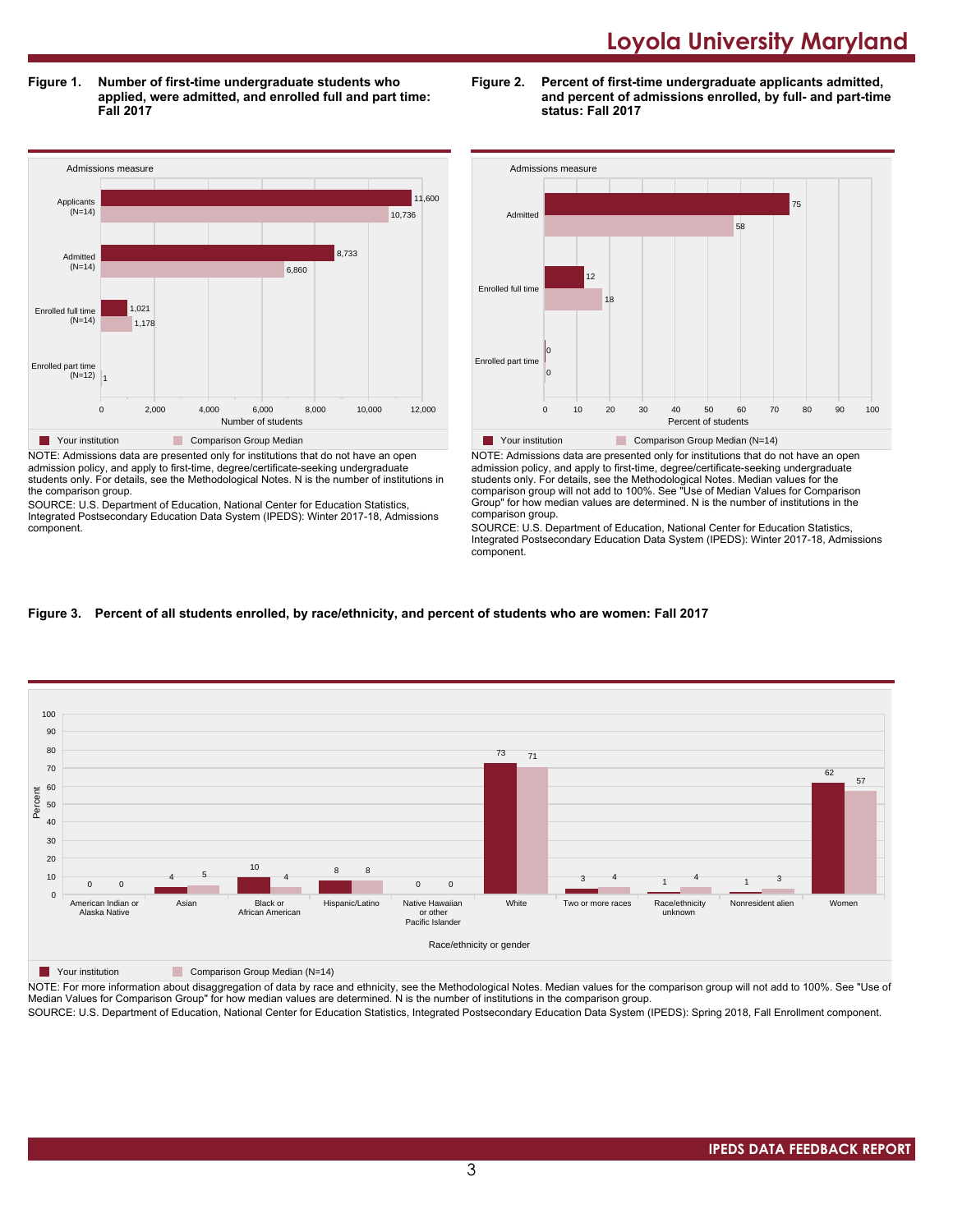**Figure 1. Number of first-time undergraduate students who applied, were admitted, and enrolled full and part time: Fall 2017**

| Admissions measure | Your institution | Comparison Group Median |
|---|---|---|
| Applicants (N=14) | 11,600 | 10,736 |
| Admitted (N=14) | 8,733 | 6,860 |
| Enrolled full time (N=14) | 1,021 | 1,178 |
| Enrolled part time (N=12) | | 1 |

NOTE: Admissions data are presented only for institutions that do not have an open admission policy, and apply to first-time, degree/certificate-seeking undergraduate students only. For details, see the Methodological Notes. N is the number of institutions in the comparison group.

SOURCE: U.S. Department of Education, National Center for Education Statistics, Integrated Postsecondary Education Data System (IPEDS): Winter 2017-18, Admissions component.

**Figure 2. Percent of first-time undergraduate applicants admitted, and percent of admissions enrolled, by full- and part-time status: Fall 2017**

| Admissions measure | Your institution | Comparison Group Median (N=14) |
|---|---|---|
| Admitted | 75 | 58 |
| Enrolled full time | 12 | 18 |
| Enrolled part time | 0 | 0 |

NOTE: Admissions data are presented only for institutions that do not have an open admission policy, and apply to first-time, degree/certificate-seeking undergraduate students only. For details, see the Methodological Notes. Median values for the comparison group will not add to 100%. See "Use of Median Values for Comparison Group" for how median values are determined. N is the number of institutions in the comparison group.

SOURCE: U.S. Department of Education, National Center for Education Statistics, Integrated Postsecondary Education Data System (IPEDS): Winter 2017-18, Admissions component.

**Figure 3. Percent of all students enrolled, by race/ethnicity, and percent of students who are women: Fall 2017**

| Race/ethnicity or gender | Your institution | Comparison Group Median (N=14) |
|---|---|---|
| American Indian or Alaska Native | 0 | 0 |
| Asian | 4 | 5 |
| Black or African American | 10 | 4 |
| Hispanic/Latino | 8 | 8 |
| Native Hawaiian or other Pacific Islander | 0 | 0 |
| White | 73 | 71 |
| Two or more races | 3 | 4 |
| Race/ethnicity unknown | 1 | 4 |
| Nonresident alien | 1 | 3 |
| Women | 62 | 57 |

NOTE: For more information about disaggregation of data by race and ethnicity, see the Methodological Notes. Median values for the comparison group will not add to 100%. See "Use of Median Values for Comparison Group" for how median values are determined. N is the number of institutions in the comparison group.

SOURCE: U.S. Department of Education, National Center for Education Statistics, Integrated Postsecondary Education Data System (IPEDS): Spring 2018, Fall Enrollment component.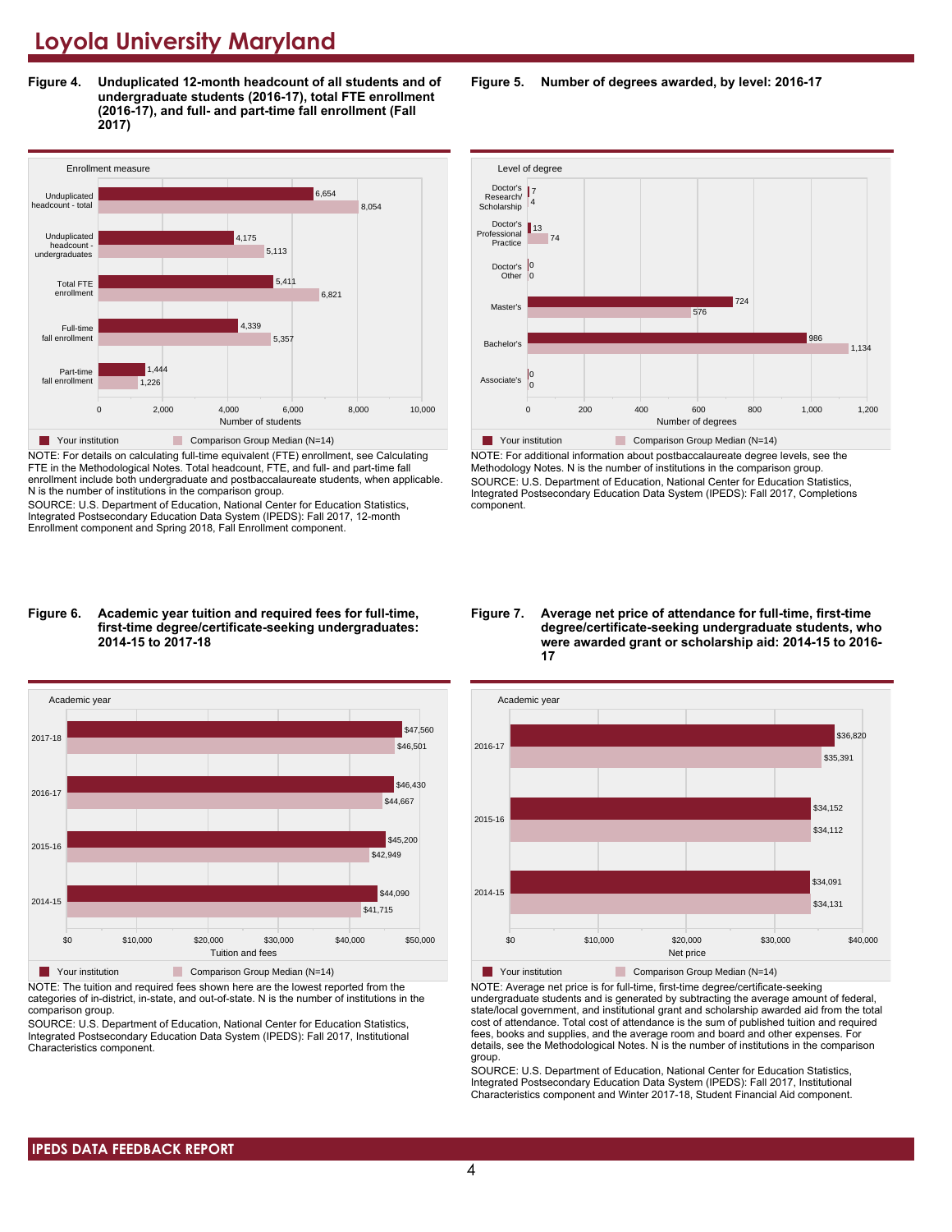# Loyola University Maryland

**Figure 4. Unduplicated 12-month headcount of all students and of undergraduate students (2016-17), total FTE enrollment (2016-17), and full- and part-time fall enrollment (Fall 2017)**

| Enrollment measure | Your institution | Comparison Group Median (N=14) |
|---|---|---|
| Unduplicated headcount - total | 6,654 | 8,054 |
| Unduplicated headcount - undergraduates | 4,175 | 5,113 |
| Total FTE enrollment | 5,411 | 6,821 |
| Full-time fall enrollment | 4,339 | 5,357 |
| Part-time fall enrollment | 1,444 | 1,226 |

NOTE: For details on calculating full-time equivalent (FTE) enrollment, see Calculating FTE in the Methodological Notes. Total headcount, FTE, and full- and part-time fall enrollment include both undergraduate and postbaccalaureate students, when applicable. N is the number of institutions in the comparison group.

SOURCE: U.S. Department of Education, National Center for Education Statistics, Integrated Postsecondary Education Data System (IPEDS): Fall 2017, 12-month Enrollment component and Spring 2018, Fall Enrollment component.

**Figure 5. Number of degrees awarded, by level: 2016-17**

| Level of degree | Your institution | Comparison Group Median (N=14) |
|---|---|---|
| Doctor's Research/ Scholarship | 7 | 4 |
| Doctor's Professional Practice | 13 | 74 |
| Doctor's Other | 0 | 0 |
| Master's | 724 | 576 |
| Bachelor's | 986 | 1,134 |
| Associate's | 0 | 0 |

NOTE: For additional information about postbaccalaureate degree levels, see the Methodology Notes. N is the number of institutions in the comparison group.

SOURCE: U.S. Department of Education, National Center for Education Statistics, Integrated Postsecondary Education Data System (IPEDS): Fall 2017, Completions component.

**Figure 6. Academic year tuition and required fees for full-time, first-time degree/certificate-seeking undergraduates: 2014-15 to 2017-18**

| Academic year | Your institution | Comparison Group Median (N=14) |
|---|---|---|
| 2017-18 | $47,560 | $46,501 |
| 2016-17 | $46,430 | $44,667 |
| 2015-16 | $45,200 | $42,949 |
| 2014-15 | $44,090 | $41,715 |

NOTE: The tuition and required fees shown here are the lowest reported from the categories of in-district, in-state, and out-of-state. N is the number of institutions in the comparison group.

SOURCE: U.S. Department of Education, National Center for Education Statistics, Integrated Postsecondary Education Data System (IPEDS): Fall 2017, Institutional Characteristics component.

**Figure 7. Average net price of attendance for full-time, first-time degree/certificate-seeking undergraduate students, who were awarded grant or scholarship aid: 2014-15 to 2016-17**

| Academic year | Your institution | Comparison Group Median (N=14) |
|---|---|---|
| 2016-17 | $36,820 | $35,391 |
| 2015-16 | $34,152 | $34,112 |
| 2014-15 | $34,091 | $34,131 |

NOTE: Average net price is for full-time, first-time degree/certificate-seeking undergraduate students and is generated by subtracting the average amount of federal, state/local government, and institutional grant and scholarship awarded aid from the total cost of attendance. Total cost of attendance is the sum of published tuition and required fees, books and supplies, and the average room and board and other expenses. For details, see the Methodological Notes. N is the number of institutions in the comparison group.

SOURCE: U.S. Department of Education, National Center for Education Statistics, Integrated Postsecondary Education Data System (IPEDS): Fall 2017, Institutional Characteristics component and Winter 2017-18, Student Financial Aid component.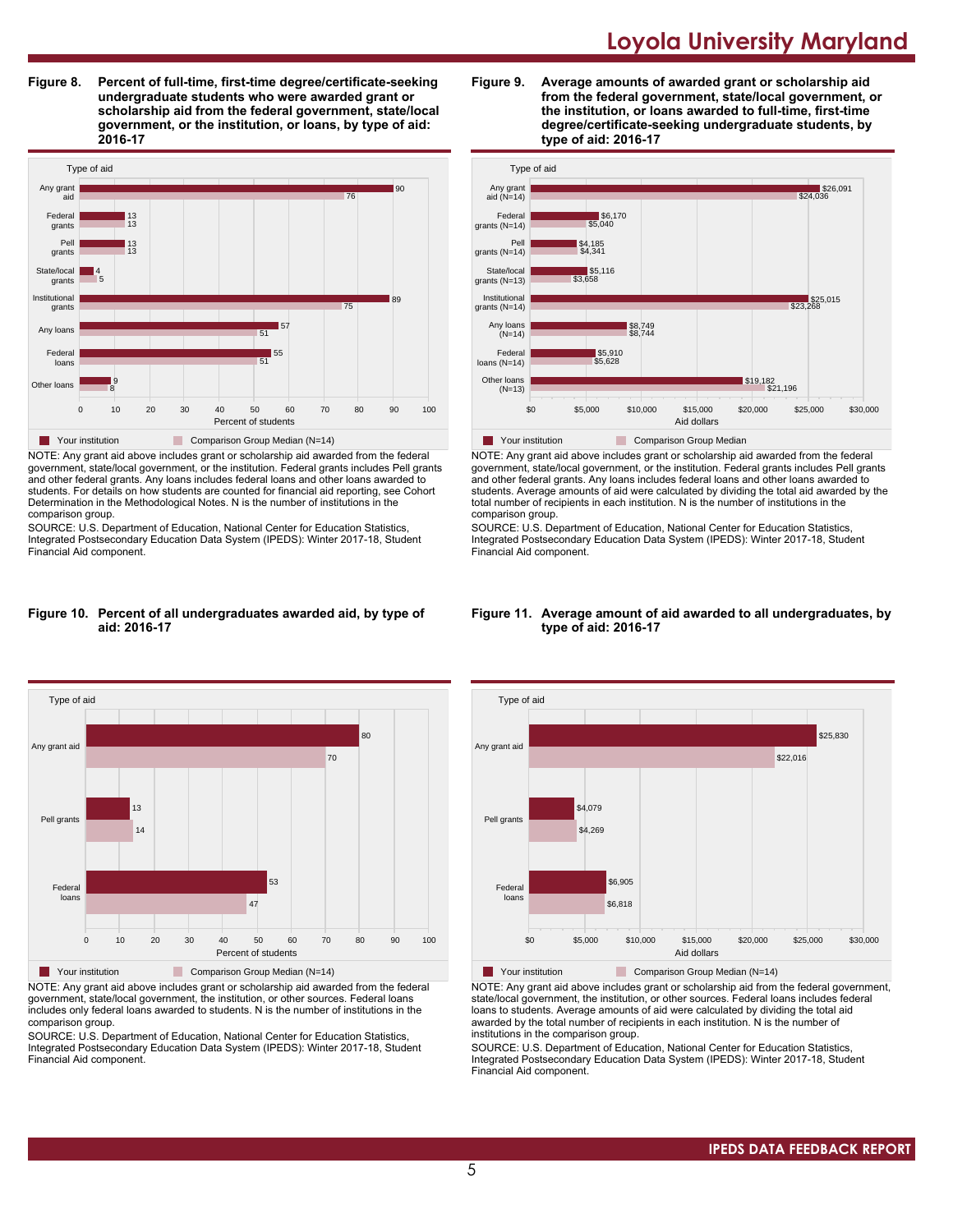## Figure 8. Percent of full-time, first-time degree/certificate-seeking undergraduate students who were awarded grant or scholarship aid from the federal government, state/local government, or the institution, or loans, by type of aid: 2016-17

| Type of aid | Your institution | Comparison Group Median (N=14) |
|---|---|---|
| Any grant aid | 90 | 76 |
| Federal grants | 13 | 13 |
| Pell grants | 13 | 13 |
| State/local grants | 4 | 5 |
| Institutional grants | 89 | 75 |
| Any loans | 57 | 51 |
| Federal loans | 55 | 51 |
| Other loans | 9 | 8 |

NOTE: Any grant aid above includes grant or scholarship aid awarded from the federal government, state/local government, or the institution. Federal grants includes Pell grants and other federal grants. Any loans includes federal loans and other loans awarded to students. For details on how students are counted for financial aid reporting, see Cohort Determination in the Methodological Notes. N is the number of institutions in the comparison group.

SOURCE: U.S. Department of Education, National Center for Education Statistics, Integrated Postsecondary Education Data System (IPEDS): Winter 2017-18, Student Financial Aid component.

## Figure 9. Average amounts of awarded grant or scholarship aid from the federal government, state/local government, or the institution, or loans awarded to full-time, first-time degree/certificate-seeking undergraduate students, by type of aid: 2016-17

| Type of aid | Your institution | Comparison Group Median |
|---|---|---|
| Any grant aid (N=14) | $26,091 | $24,036 |
| Federal grants (N=14) | $6,170 | $5,040 |
| Pell grants (N=14) | $4,185 | $4,341 |
| State/local grants (N=13) | $5,116 | $3,658 |
| Institutional grants (N=14) | $25,015 | $23,268 |
| Any loans (N=14) | $8,749 | $8,744 |
| Federal loans (N=14) | $5,910 | $5,628 |
| Other loans (N=13) | $19,182 | $21,196 |

NOTE: Any grant aid above includes grant or scholarship aid awarded from the federal government, state/local government, or the institution. Federal grants includes Pell grants and other federal grants. Any loans includes federal loans and other loans awarded to students. Average amounts of aid were calculated by dividing the total aid awarded by the total number of recipients in each institution. N is the number of institutions in the comparison group.

SOURCE: U.S. Department of Education, National Center for Education Statistics, Integrated Postsecondary Education Data System (IPEDS): Winter 2017-18, Student Financial Aid component.

## Figure 10. Percent of all undergraduates awarded aid, by type of aid: 2016-17

| Type of aid | Your institution | Comparison Group Median (N=14) |
|---|---|---|
| Any grant aid | 80 | 70 |
| Pell grants | 13 | 14 |
| Federal loans | 53 | 47 |

NOTE: Any grant aid above includes grant or scholarship aid awarded from the federal government, state/local government, the institution, or other sources. Federal loans includes only federal loans awarded to students. N is the number of institutions in the comparison group.

SOURCE: U.S. Department of Education, National Center for Education Statistics, Integrated Postsecondary Education Data System (IPEDS): Winter 2017-18, Student Financial Aid component.

## Figure 11. Average amount of aid awarded to all undergraduates, by type of aid: 2016-17

| Type of aid | Your institution | Comparison Group Median (N=14) |
|---|---|---|
| Any grant aid | $25,830 | $22,016 |
| Pell grants | $4,079 | $4,269 |
| Federal loans | $6,905 | $6,818 |

NOTE: Any grant aid above includes grant or scholarship aid from the federal government, state/local government, the institution, or other sources. Federal loans includes federal loans to students. Average amounts of aid were calculated by dividing the total aid awarded by the total number of recipients in each institution. N is the number of institutions in the comparison group.

SOURCE: U.S. Department of Education, National Center for Education Statistics, Integrated Postsecondary Education Data System (IPEDS): Winter 2017-18, Student Financial Aid component.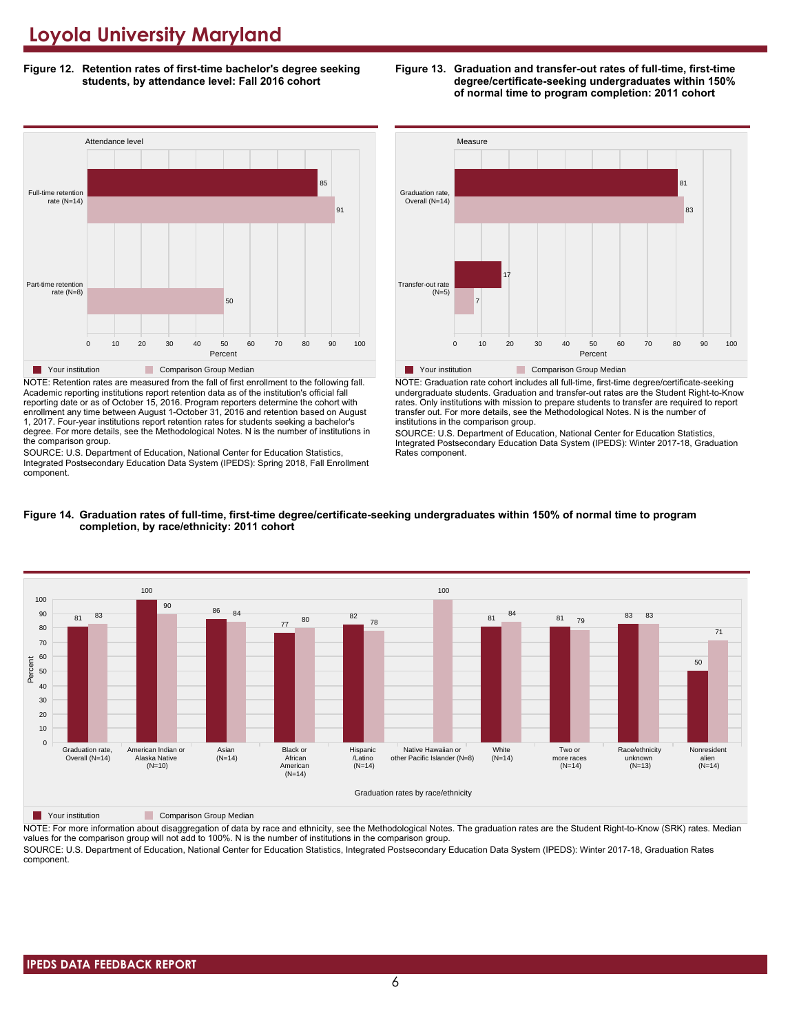# Loyola University Maryland

**Figure 12. Retention rates of first-time bachelor's degree seeking students, by attendance level: Fall 2016 cohort**

| Attendance level | Your institution | Comparison Group Median |
|---|---|---|
| Full-time retention rate (N=14) | 85 | 91 |
| Part-time retention rate (N=8) | | 50 |

NOTE: Retention rates are measured from the fall of first enrollment to the following fall. Academic reporting institutions report retention data as of the institution's official fall reporting date or as of October 15, 2016. Program reporters determine the cohort with enrollment any time between August 1-October 31, 2016 and retention based on August 1, 2017. Four-year institutions report retention rates for students seeking a bachelor's degree. For more details, see the Methodological Notes. N is the number of institutions in the comparison group.

SOURCE: U.S. Department of Education, National Center for Education Statistics, Integrated Postsecondary Education Data System (IPEDS): Spring 2018, Fall Enrollment component.

**Figure 13. Graduation and transfer-out rates of full-time, first-time degree/certificate-seeking undergraduates within 150% of normal time to program completion: 2011 cohort**

| Measure | Your institution | Comparison Group Median |
|---|---|---|
| Graduation rate, Overall (N=14) | 81 | 83 |
| Transfer-out rate (N=5) | 17 | 7 |

NOTE: Graduation rate cohort includes all full-time, first-time degree/certificate-seeking undergraduate students. Graduation and transfer-out rates are the Student Right-to-Know rates. Only institutions with mission to prepare students to transfer are required to report transfer out. For more details, see the Methodological Notes. N is the number of institutions in the comparison group.

SOURCE: U.S. Department of Education, National Center for Education Statistics, Integrated Postsecondary Education Data System (IPEDS): Winter 2017-18, Graduation Rates component.

**Figure 14. Graduation rates of full-time, first-time degree/certificate-seeking undergraduates within 150% of normal time to program completion, by race/ethnicity: 2011 cohort**

| Graduation rates by race/ethnicity | Your institution | Comparison Group Median |
|---|---|---|
| Graduation rate, Overall (N=14) | 81 | 83 |
| American Indian or Alaska Native (N=10) | 100 | 90 |
| Asian (N=14) | 86 | 84 |
| Black or African American (N=14) | 77 | 80 |
| Hispanic /Latino (N=14) | 82 | 78 |
| Native Hawaiian or other Pacific Islander (N=8) | | 100 |
| White (N=14) | 81 | 84 |
| Two or more races (N=14) | 81 | 79 |
| Race/ethnicity unknown (N=13) | 83 | 83 |
| Nonresident alien (N=14) | 50 | 71 |

NOTE: For more information about disaggregation of data by race and ethnicity, see the Methodological Notes. The graduation rates are the Student Right-to-Know (SRK) rates. Median values for the comparison group will not add to 100%. N is the number of institutions in the comparison group.

SOURCE: U.S. Department of Education, National Center for Education Statistics, Integrated Postsecondary Education Data System (IPEDS): Winter 2017-18, Graduation Rates component.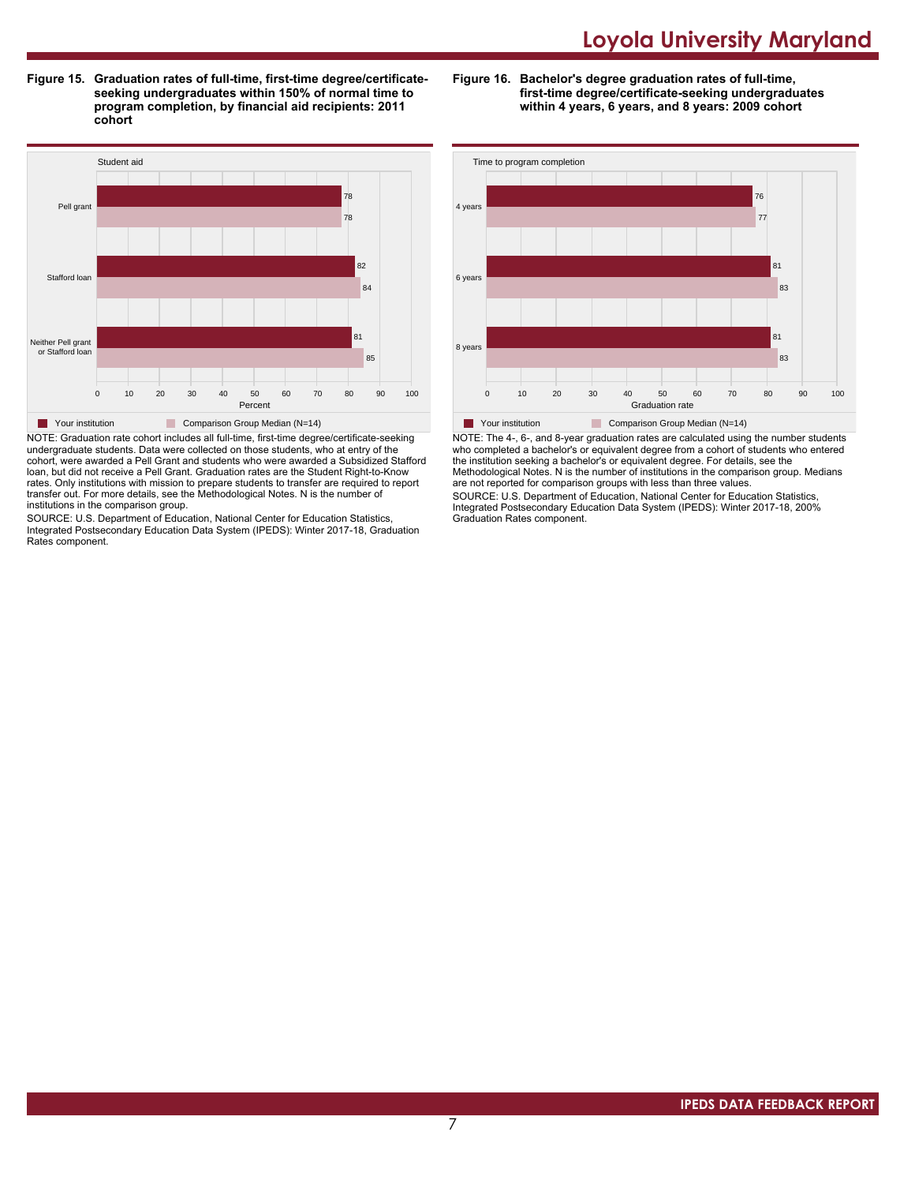**Figure 15. Graduation rates of full-time, first-time degree/certificate-seeking undergraduates within 150% of normal time to program completion, by financial aid recipients: 2011 cohort**

| Student aid | Your institution | Comparison Group Median (N=14) |
| --- | --- | --- |
| Pell grant | 78 | 78 |
| Stafford loan | 82 | 84 |
| Neither Pell grant or Stafford loan | 81 | 85 |

NOTE: Graduation rate cohort includes all full-time, first-time degree/certificate-seeking undergraduate students. Data were collected on those students, who at entry of the cohort, were awarded a Pell Grant and students who were awarded a Subsidized Stafford loan, but did not receive a Pell Grant. Graduation rates are the Student Right-to-Know rates. Only institutions with mission to prepare students to transfer are required to report transfer out. For more details, see the Methodological Notes. N is the number of institutions in the comparison group.

SOURCE: U.S. Department of Education, National Center for Education Statistics, Integrated Postsecondary Education Data System (IPEDS): Winter 2017-18, Graduation Rates component.

**Figure 16. Bachelor's degree graduation rates of full-time, first-time degree/certificate-seeking undergraduates within 4 years, 6 years, and 8 years: 2009 cohort**

| Time to program completion | Your institution | Comparison Group Median (N=14) |
| --- | --- | --- |
| 4 years | 76 | 77 |
| 6 years | 81 | 83 |
| 8 years | 81 | 83 |

NOTE: The 4-, 6-, and 8-year graduation rates are calculated using the number students who completed a bachelor's or equivalent degree from a cohort of students who entered the institution seeking a bachelor's or equivalent degree. For details, see the Methodological Notes. N is the number of institutions in the comparison group. Medians are not reported for comparison groups with less than three values.

SOURCE: U.S. Department of Education, National Center for Education Statistics, Integrated Postsecondary Education Data System (IPEDS): Winter 2017-18, 200% Graduation Rates component.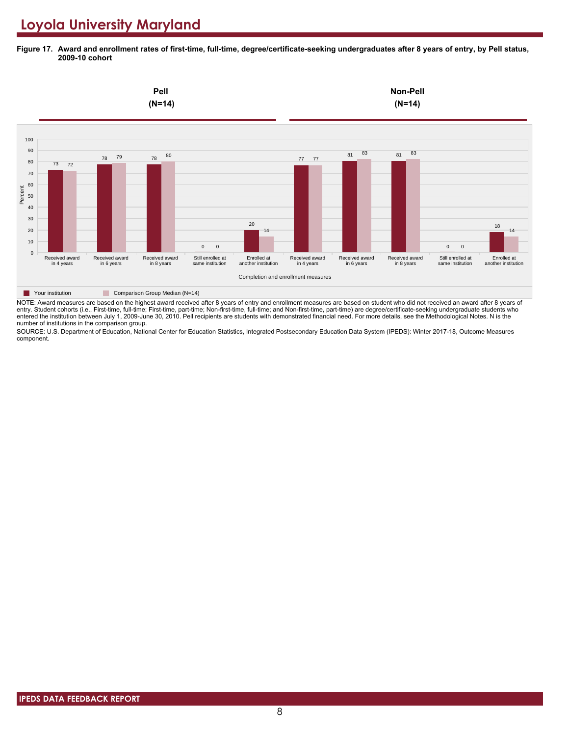# Loyola University Maryland

**Figure 17. Award and enrollment rates of first-time, full-time, degree/certificate-seeking undergraduates after 8 years of entry, by Pell status, 2009-10 cohort**

| Completion and enrollment measures | Pell (N=14): Your institution | Pell (N=14): Comparison Group Median (N=14) | Non-Pell (N=14): Your institution | Non-Pell (N=14): Comparison Group Median (N=14) |
|---|---|---|---|---|
| Received award in 4 years | 73 | 72 | 77 | 77 |
| Received award in 6 years | 78 | 79 | 81 | 83 |
| Received award in 8 years | 78 | 80 | 81 | 83 |
| Still enrolled at same institution | 0 | 0 | 0 | 0 |
| Enrolled at another institution | 20 | 14 | 18 | 14 |

NOTE: Award measures are based on the highest award received after 8 years of entry and enrollment measures are based on student who did not received an award after 8 years of entry. Student cohorts (i.e., First-time, full-time; First-time, part-time; Non-first-time, full-time; and Non-first-time, part-time) are degree/certificate-seeking undergraduate students who entered the institution between July 1, 2009-June 30, 2010. Pell recipients are students with demonstrated financial need. For more details, see the Methodological Notes. N is the number of institutions in the comparison group.

SOURCE: U.S. Department of Education, National Center for Education Statistics, Integrated Postsecondary Education Data System (IPEDS): Winter 2017-18, Outcome Measures component.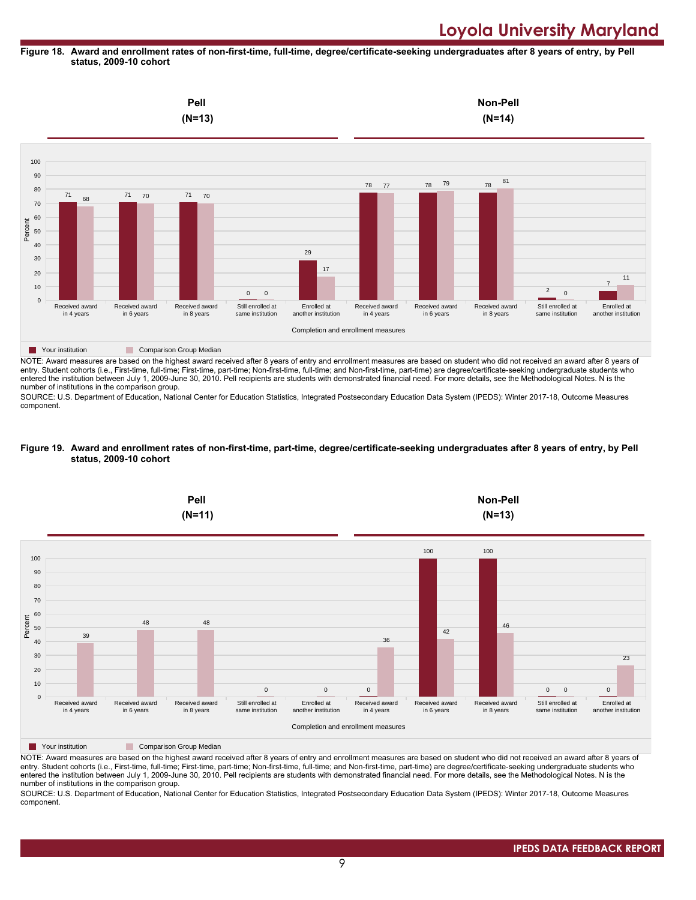# Loyola University Maryland

**Figure 18. Award and enrollment rates of non-first-time, full-time, degree/certificate-seeking undergraduates after 8 years of entry, by Pell status, 2009-10 cohort**

| Completion and enrollment measures | Pell (N=13) Your institution | Pell (N=13) Comparison Group Median | Non-Pell (N=14) Your institution | Non-Pell (N=14) Comparison Group Median |
|---|---|---|---|---|
| Received award in 4 years | 71 | 68 | 78 | 77 |
| Received award in 6 years | 71 | 70 | 78 | 79 |
| Received award in 8 years | 71 | 70 | 78 | 81 |
| Still enrolled at same institution | 0 | 0 | 2 | 0 |
| Enrolled at another institution | 29 | 17 | 7 | 11 |

NOTE: Award measures are based on the highest award received after 8 years of entry and enrollment measures are based on student who did not received an award after 8 years of entry. Student cohorts (i.e., First-time, full-time; First-time, part-time; Non-first-time, full-time; and Non-first-time, part-time) are degree/certificate-seeking undergraduate students who entered the institution between July 1, 2009-June 30, 2010. Pell recipients are students with demonstrated financial need. For more details, see the Methodological Notes. N is the number of institutions in the comparison group.

SOURCE: U.S. Department of Education, National Center for Education Statistics, Integrated Postsecondary Education Data System (IPEDS): Winter 2017-18, Outcome Measures component.

**Figure 19. Award and enrollment rates of non-first-time, part-time, degree/certificate-seeking undergraduates after 8 years of entry, by Pell status, 2009-10 cohort**

| Completion and enrollment measures | Pell (N=11) Your institution | Pell (N=11) Comparison Group Median | Non-Pell (N=13) Your institution | Non-Pell (N=13) Comparison Group Median |
|---|---|---|---|---|
| Received award in 4 years | | 39 | 0 | 36 |
| Received award in 6 years | | 48 | 100 | 42 |
| Received award in 8 years | | 48 | 100 | 46 |
| Still enrolled at same institution | | 0 | 0 | 0 |
| Enrolled at another institution | | 0 | 0 | 23 |

NOTE: Award measures are based on the highest award received after 8 years of entry and enrollment measures are based on student who did not received an award after 8 years of entry. Student cohorts (i.e., First-time, full-time; First-time, part-time; Non-first-time, full-time; and Non-first-time, part-time) are degree/certificate-seeking undergraduate students who entered the institution between July 1, 2009-June 30, 2010. Pell recipients are students with demonstrated financial need. For more details, see the Methodological Notes. N is the number of institutions in the comparison group.

SOURCE: U.S. Department of Education, National Center for Education Statistics, Integrated Postsecondary Education Data System (IPEDS): Winter 2017-18, Outcome Measures component.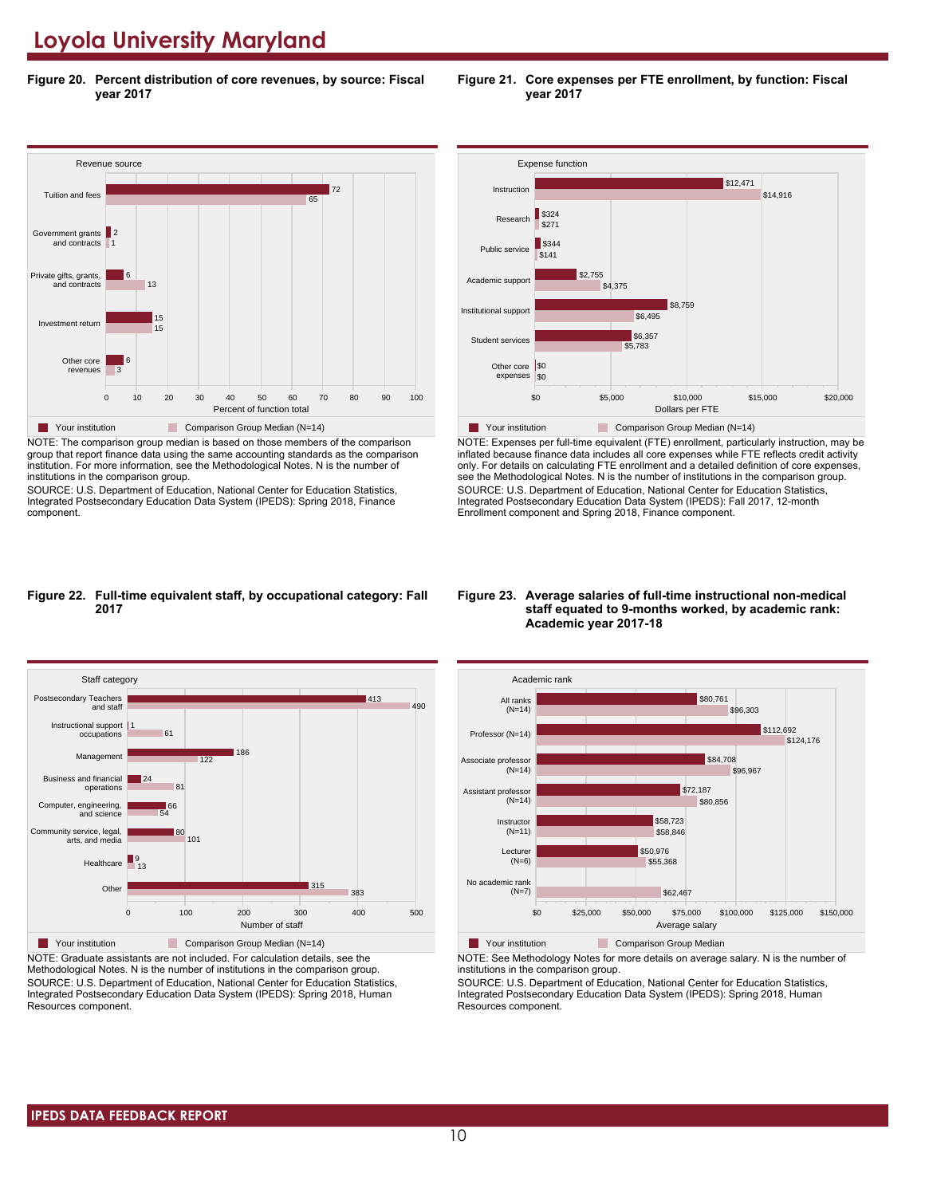# Loyola University Maryland

**Figure 20. Percent distribution of core revenues, by source: Fiscal year 2017**

| Revenue source | Your institution | Comparison Group Median (N=14) |
|---|---|---|
| Tuition and fees | 72 | 65 |
| Government grants and contracts | 2 | 1 |
| Private gifts, grants, and contracts | 6 | 13 |
| Investment return | 15 | 15 |
| Other core revenues | 6 | 3 |

Percent of function total

NOTE: The comparison group median is based on those members of the comparison group that report finance data using the same accounting standards as the comparison institution. For more information, see the Methodological Notes. N is the number of institutions in the comparison group.
SOURCE: U.S. Department of Education, National Center for Education Statistics, Integrated Postsecondary Education Data System (IPEDS): Spring 2018, Finance component.

**Figure 21. Core expenses per FTE enrollment, by function: Fiscal year 2017**

| Expense function | Your institution | Comparison Group Median (N=14) |
|---|---|---|
| Instruction | $12,471 | $14,916 |
| Research | $324 | $271 |
| Public service | $344 | $141 |
| Academic support | $2,755 | $4,375 |
| Institutional support | $8,759 | $6,495 |
| Student services | $6,357 | $5,783 |
| Other core expenses | $0 | $0 |

Dollars per FTE

NOTE: Expenses per full-time equivalent (FTE) enrollment, particularly instruction, may be inflated because finance data includes all core expenses while FTE reflects credit activity only. For details on calculating FTE enrollment and a detailed definition of core expenses, see the Methodological Notes. N is the number of institutions in the comparison group.
SOURCE: U.S. Department of Education, National Center for Education Statistics, Integrated Postsecondary Education Data System (IPEDS): Fall 2017, 12-month Enrollment component and Spring 2018, Finance component.

**Figure 22. Full-time equivalent staff, by occupational category: Fall 2017**

| Staff category | Your institution | Comparison Group Median (N=14) |
|---|---|---|
| Postsecondary Teachers and staff | 413 | 490 |
| Instructional support occupations | 1 | 61 |
| Management | 186 | 122 |
| Business and financial operations | 24 | 81 |
| Computer, engineering, and science | 66 | 54 |
| Community service, legal, arts, and media | 80 | 101 |
| Healthcare | 9 | 13 |
| Other | 315 | 383 |

Number of staff

NOTE: Graduate assistants are not included. For calculation details, see the Methodological Notes. N is the number of institutions in the comparison group.
SOURCE: U.S. Department of Education, National Center for Education Statistics, Integrated Postsecondary Education Data System (IPEDS): Spring 2018, Human Resources component.

**Figure 23. Average salaries of full-time instructional non-medical staff equated to 9-months worked, by academic rank: Academic year 2017-18**

| Academic rank | Your institution | Comparison Group Median |
|---|---|---|
| All ranks (N=14) | $80,761 | $96,303 |
| Professor (N=14) | $112,692 | $124,176 |
| Associate professor (N=14) | $84,708 | $96,967 |
| Assistant professor (N=14) | $72,187 | $80,856 |
| Instructor (N=11) | $58,723 | $58,846 |
| Lecturer (N=6) | $50,976 | $55,368 |
| No academic rank (N=7) | | $62,467 |

Average salary

NOTE: See Methodology Notes for more details on average salary. N is the number of institutions in the comparison group.
SOURCE: U.S. Department of Education, National Center for Education Statistics, Integrated Postsecondary Education Data System (IPEDS): Spring 2018, Human Resources component.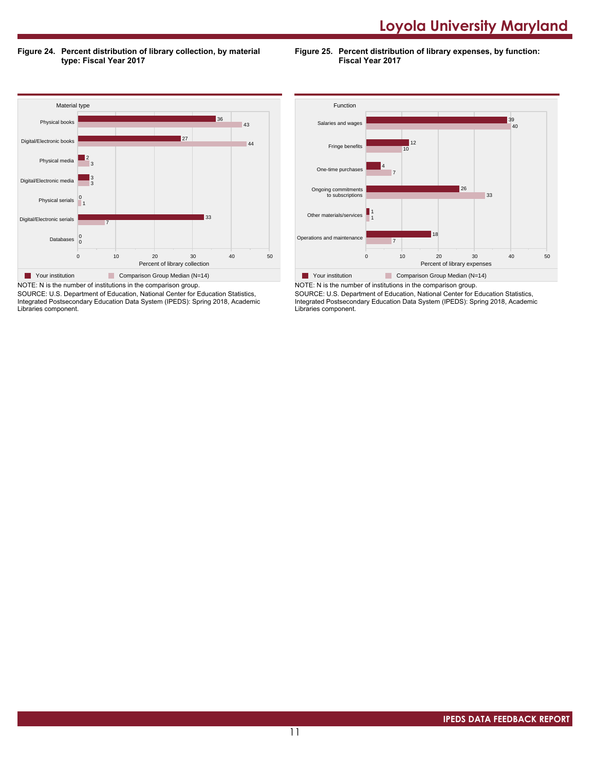# Loyola University Maryland

**Figure 24. Percent distribution of library collection, by material type: Fiscal Year 2017**

| Material type | Your institution | Comparison Group Median (N=14) |
|---|---|---|
| Physical books | 36 | 43 |
| Digital/Electronic books | 27 | 44 |
| Physical media | 2 | 3 |
| Digital/Electronic media | 3 | 3 |
| Physical serials | 0 | 1 |
| Digital/Electronic serials | 33 | 7 |
| Databases | 0 | 0 |

Percent of library collection

NOTE: N is the number of institutions in the comparison group.
SOURCE: U.S. Department of Education, National Center for Education Statistics, Integrated Postsecondary Education Data System (IPEDS): Spring 2018, Academic Libraries component.

**Figure 25. Percent distribution of library expenses, by function: Fiscal Year 2017**

| Function | Your institution | Comparison Group Median (N=14) |
|---|---|---|
| Salaries and wages | 39 | 40 |
| Fringe benefits | 12 | 10 |
| One-time purchases | 4 | 7 |
| Ongoing commitments to subscriptions | 26 | 33 |
| Other materials/services | 1 | 1 |
| Operations and maintenance | 18 | 7 |

Percent of library expenses

NOTE: N is the number of institutions in the comparison group.
SOURCE: U.S. Department of Education, National Center for Education Statistics, Integrated Postsecondary Education Data System (IPEDS): Spring 2018, Academic Libraries component.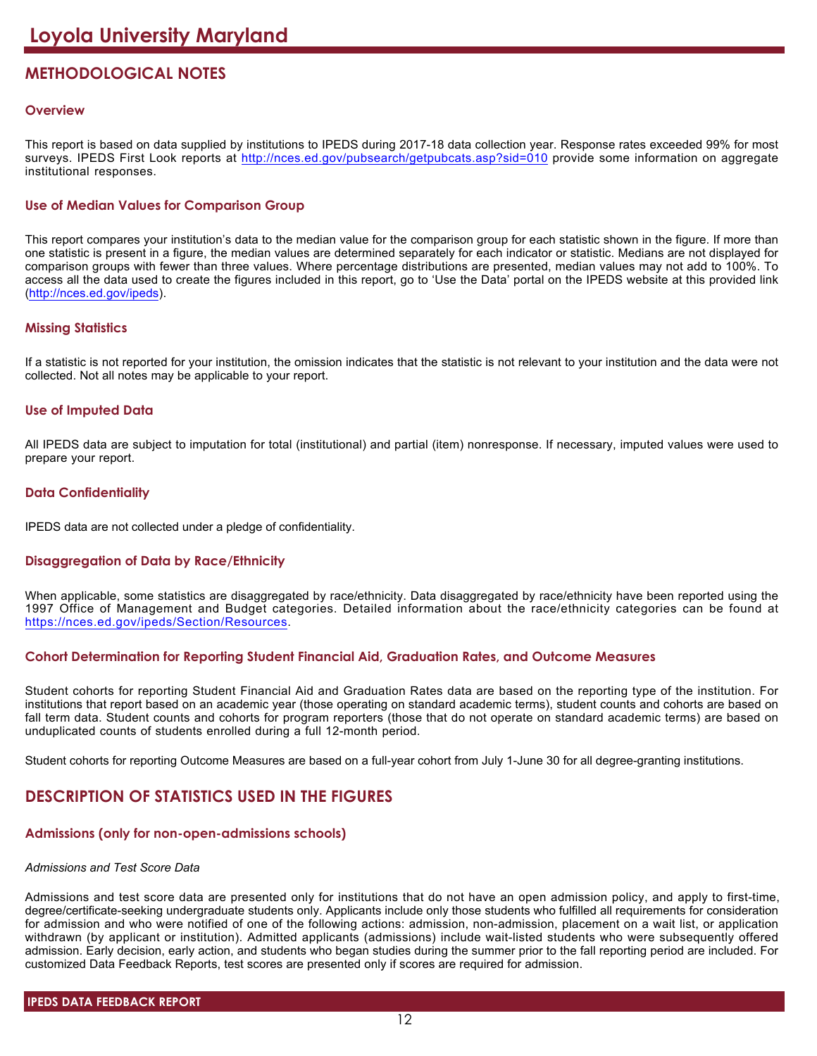# Loyola University Maryland

## METHODOLOGICAL NOTES

### Overview

This report is based on data supplied by institutions to IPEDS during 2017-18 data collection year. Response rates exceeded 99% for most surveys. IPEDS First Look reports at http://nces.ed.gov/pubsearch/getpubcats.asp?sid=010 provide some information on aggregate institutional responses.

### Use of Median Values for Comparison Group

This report compares your institution's data to the median value for the comparison group for each statistic shown in the figure. If more than one statistic is present in a figure, the median values are determined separately for each indicator or statistic. Medians are not displayed for comparison groups with fewer than three values. Where percentage distributions are presented, median values may not add to 100%. To access all the data used to create the figures included in this report, go to 'Use the Data' portal on the IPEDS website at this provided link (http://nces.ed.gov/ipeds).

### Missing Statistics

If a statistic is not reported for your institution, the omission indicates that the statistic is not relevant to your institution and the data were not collected. Not all notes may be applicable to your report.

### Use of Imputed Data

All IPEDS data are subject to imputation for total (institutional) and partial (item) nonresponse. If necessary, imputed values were used to prepare your report.

### Data Confidentiality

IPEDS data are not collected under a pledge of confidentiality.

### Disaggregation of Data by Race/Ethnicity

When applicable, some statistics are disaggregated by race/ethnicity. Data disaggregated by race/ethnicity have been reported using the 1997 Office of Management and Budget categories. Detailed information about the race/ethnicity categories can be found at https://nces.ed.gov/ipeds/Section/Resources.

### Cohort Determination for Reporting Student Financial Aid, Graduation Rates, and Outcome Measures

Student cohorts for reporting Student Financial Aid and Graduation Rates data are based on the reporting type of the institution. For institutions that report based on an academic year (those operating on standard academic terms), student counts and cohorts are based on fall term data. Student counts and cohorts for program reporters (those that do not operate on standard academic terms) are based on unduplicated counts of students enrolled during a full 12-month period.

Student cohorts for reporting Outcome Measures are based on a full-year cohort from July 1-June 30 for all degree-granting institutions.

## DESCRIPTION OF STATISTICS USED IN THE FIGURES

### Admissions (only for non-open-admissions schools)

*Admissions and Test Score Data*

Admissions and test score data are presented only for institutions that do not have an open admission policy, and apply to first-time, degree/certificate-seeking undergraduate students only. Applicants include only those students who fulfilled all requirements for consideration for admission and who were notified of one of the following actions: admission, non-admission, placement on a wait list, or application withdrawn (by applicant or institution). Admitted applicants (admissions) include wait-listed students who were subsequently offered admission. Early decision, early action, and students who began studies during the summer prior to the fall reporting period are included. For customized Data Feedback Reports, test scores are presented only if scores are required for admission.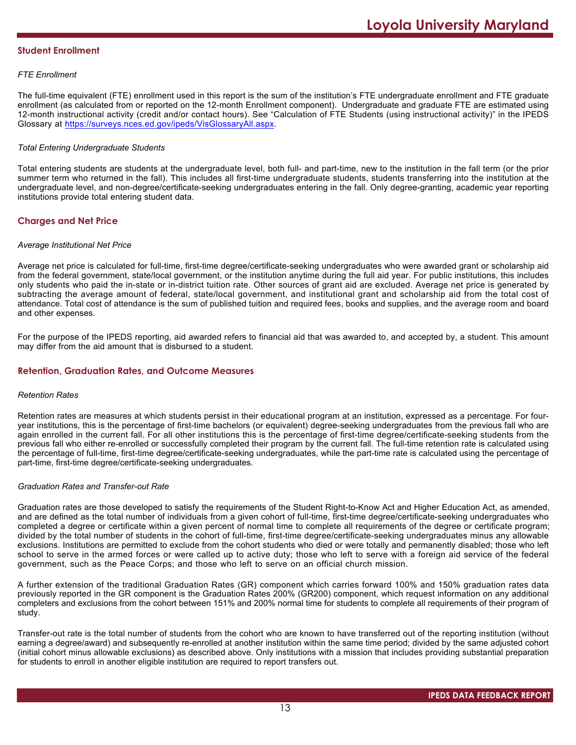## Student Enrollment

*FTE Enrollment*

The full-time equivalent (FTE) enrollment used in this report is the sum of the institution's FTE undergraduate enrollment and FTE graduate enrollment (as calculated from or reported on the 12-month Enrollment component). Undergraduate and graduate FTE are estimated using 12-month instructional activity (credit and/or contact hours). See "Calculation of FTE Students (using instructional activity)" in the IPEDS Glossary at https://surveys.nces.ed.gov/ipeds/VisGlossaryAll.aspx.

*Total Entering Undergraduate Students*

Total entering students are students at the undergraduate level, both full- and part-time, new to the institution in the fall term (or the prior summer term who returned in the fall). This includes all first-time undergraduate students, students transferring into the institution at the undergraduate level, and non-degree/certificate-seeking undergraduates entering in the fall. Only degree-granting, academic year reporting institutions provide total entering student data.

## Charges and Net Price

*Average Institutional Net Price*

Average net price is calculated for full-time, first-time degree/certificate-seeking undergraduates who were awarded grant or scholarship aid from the federal government, state/local government, or the institution anytime during the full aid year. For public institutions, this includes only students who paid the in-state or in-district tuition rate. Other sources of grant aid are excluded. Average net price is generated by subtracting the average amount of federal, state/local government, and institutional grant and scholarship aid from the total cost of attendance. Total cost of attendance is the sum of published tuition and required fees, books and supplies, and the average room and board and other expenses.

For the purpose of the IPEDS reporting, aid awarded refers to financial aid that was awarded to, and accepted by, a student. This amount may differ from the aid amount that is disbursed to a student.

## Retention, Graduation Rates, and Outcome Measures

*Retention Rates*

Retention rates are measures at which students persist in their educational program at an institution, expressed as a percentage. For four-year institutions, this is the percentage of first-time bachelors (or equivalent) degree-seeking undergraduates from the previous fall who are again enrolled in the current fall. For all other institutions this is the percentage of first-time degree/certificate-seeking students from the previous fall who either re-enrolled or successfully completed their program by the current fall. The full-time retention rate is calculated using the percentage of full-time, first-time degree/certificate-seeking undergraduates, while the part-time rate is calculated using the percentage of part-time, first-time degree/certificate-seeking undergraduates.

*Graduation Rates and Transfer-out Rate*

Graduation rates are those developed to satisfy the requirements of the Student Right-to-Know Act and Higher Education Act, as amended, and are defined as the total number of individuals from a given cohort of full-time, first-time degree/certificate-seeking undergraduates who completed a degree or certificate within a given percent of normal time to complete all requirements of the degree or certificate program; divided by the total number of students in the cohort of full-time, first-time degree/certificate-seeking undergraduates minus any allowable exclusions. Institutions are permitted to exclude from the cohort students who died or were totally and permanently disabled; those who left school to serve in the armed forces or were called up to active duty; those who left to serve with a foreign aid service of the federal government, such as the Peace Corps; and those who left to serve on an official church mission.

A further extension of the traditional Graduation Rates (GR) component which carries forward 100% and 150% graduation rates data previously reported in the GR component is the Graduation Rates 200% (GR200) component, which request information on any additional completers and exclusions from the cohort between 151% and 200% normal time for students to complete all requirements of their program of study.

Transfer-out rate is the total number of students from the cohort who are known to have transferred out of the reporting institution (without earning a degree/award) and subsequently re-enrolled at another institution within the same time period; divided by the same adjusted cohort (initial cohort minus allowable exclusions) as described above. Only institutions with a mission that includes providing substantial preparation for students to enroll in another eligible institution are required to report transfers out.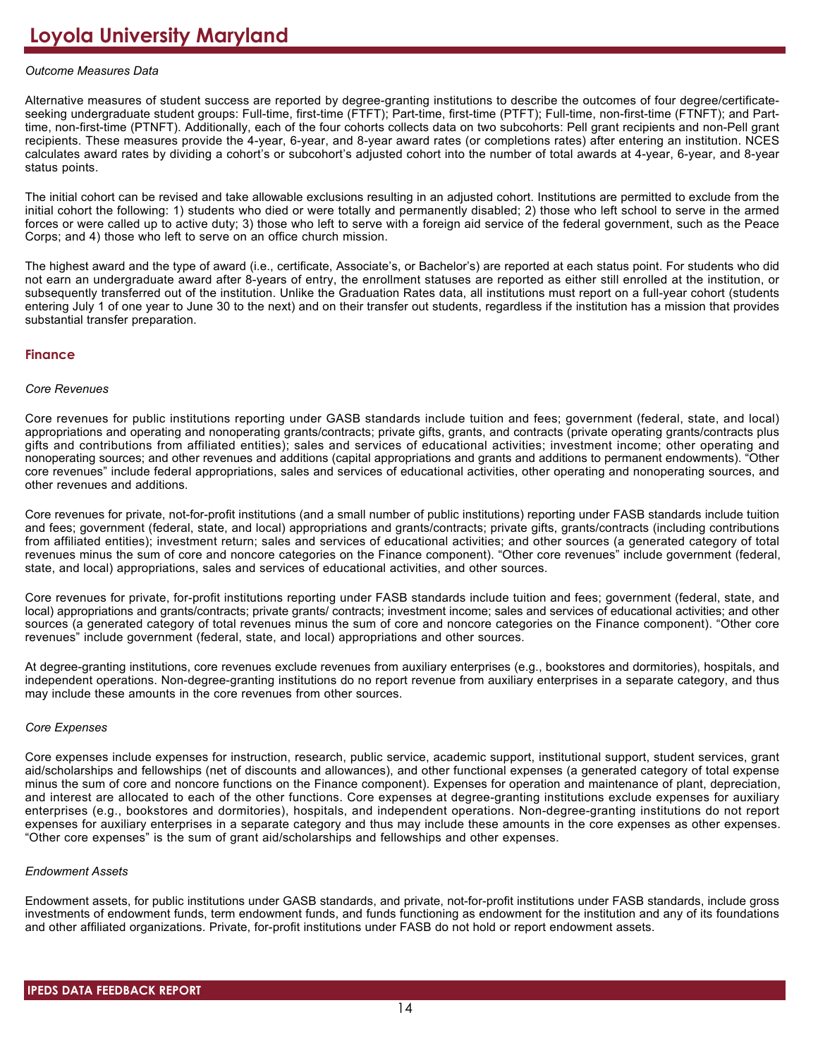*Outcome Measures Data*

Alternative measures of student success are reported by degree-granting institutions to describe the outcomes of four degree/certificate-seeking undergraduate student groups: Full-time, first-time (FTFT); Part-time, first-time (PTFT); Full-time, non-first-time (FTNFT); and Part-time, non-first-time (PTNFT). Additionally, each of the four cohorts collects data on two subcohorts: Pell grant recipients and non-Pell grant recipients. These measures provide the 4-year, 6-year, and 8-year award rates (or completions rates) after entering an institution. NCES calculates award rates by dividing a cohort's or subcohort's adjusted cohort into the number of total awards at 4-year, 6-year, and 8-year status points.

The initial cohort can be revised and take allowable exclusions resulting in an adjusted cohort. Institutions are permitted to exclude from the initial cohort the following: 1) students who died or were totally and permanently disabled; 2) those who left school to serve in the armed forces or were called up to active duty; 3) those who left to serve with a foreign aid service of the federal government, such as the Peace Corps; and 4) those who left to serve on an office church mission.

The highest award and the type of award (i.e., certificate, Associate's, or Bachelor's) are reported at each status point. For students who did not earn an undergraduate award after 8-years of entry, the enrollment statuses are reported as either still enrolled at the institution, or subsequently transferred out of the institution. Unlike the Graduation Rates data, all institutions must report on a full-year cohort (students entering July 1 of one year to June 30 to the next) and on their transfer out students, regardless if the institution has a mission that provides substantial transfer preparation.

## Finance

*Core Revenues*

Core revenues for public institutions reporting under GASB standards include tuition and fees; government (federal, state, and local) appropriations and operating and nonoperating grants/contracts; private gifts, grants, and contracts (private operating grants/contracts plus gifts and contributions from affiliated entities); sales and services of educational activities; investment income; other operating and nonoperating sources; and other revenues and additions (capital appropriations and grants and additions to permanent endowments). "Other core revenues" include federal appropriations, sales and services of educational activities, other operating and nonoperating sources, and other revenues and additions.

Core revenues for private, not-for-profit institutions (and a small number of public institutions) reporting under FASB standards include tuition and fees; government (federal, state, and local) appropriations and grants/contracts; private gifts, grants/contracts (including contributions from affiliated entities); investment return; sales and services of educational activities; and other sources (a generated category of total revenues minus the sum of core and noncore categories on the Finance component). "Other core revenues" include government (federal, state, and local) appropriations, sales and services of educational activities, and other sources.

Core revenues for private, for-profit institutions reporting under FASB standards include tuition and fees; government (federal, state, and local) appropriations and grants/contracts; private grants/ contracts; investment income; sales and services of educational activities; and other sources (a generated category of total revenues minus the sum of core and noncore categories on the Finance component). "Other core revenues" include government (federal, state, and local) appropriations and other sources.

At degree-granting institutions, core revenues exclude revenues from auxiliary enterprises (e.g., bookstores and dormitories), hospitals, and independent operations. Non-degree-granting institutions do no report revenue from auxiliary enterprises in a separate category, and thus may include these amounts in the core revenues from other sources.

*Core Expenses*

Core expenses include expenses for instruction, research, public service, academic support, institutional support, student services, grant aid/scholarships and fellowships (net of discounts and allowances), and other functional expenses (a generated category of total expense minus the sum of core and noncore functions on the Finance component). Expenses for operation and maintenance of plant, depreciation, and interest are allocated to each of the other functions. Core expenses at degree-granting institutions exclude expenses for auxiliary enterprises (e.g., bookstores and dormitories), hospitals, and independent operations. Non-degree-granting institutions do not report expenses for auxiliary enterprises in a separate category and thus may include these amounts in the core expenses as other expenses. "Other core expenses" is the sum of grant aid/scholarships and fellowships and other expenses.

*Endowment Assets*

Endowment assets, for public institutions under GASB standards, and private, not-for-profit institutions under FASB standards, include gross investments of endowment funds, term endowment funds, and funds functioning as endowment for the institution and any of its foundations and other affiliated organizations. Private, for-profit institutions under FASB do not hold or report endowment assets.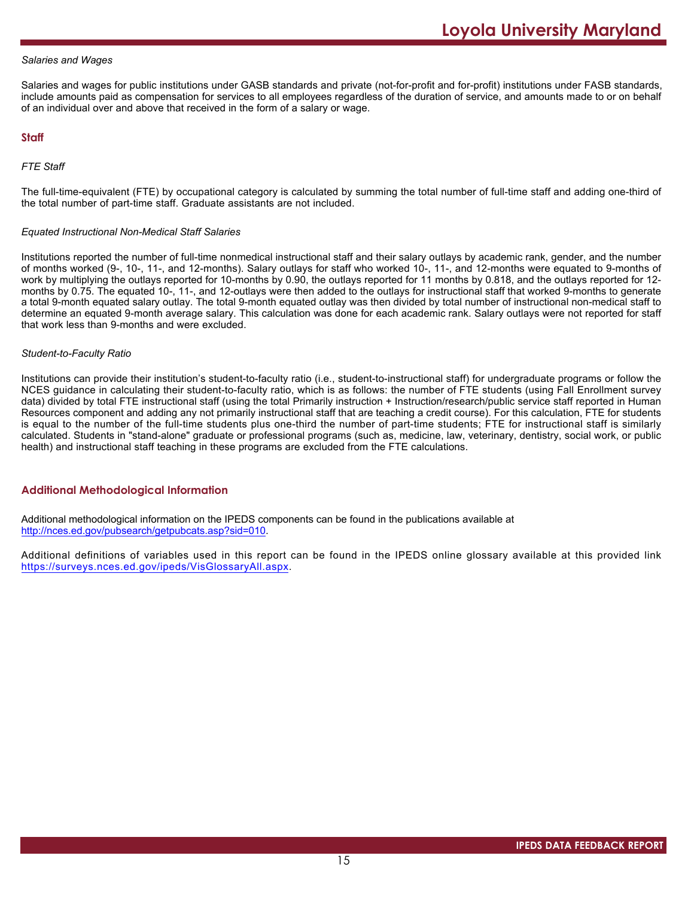*Salaries and Wages*

Salaries and wages for public institutions under GASB standards and private (not-for-profit and for-profit) institutions under FASB standards, include amounts paid as compensation for services to all employees regardless of the duration of service, and amounts made to or on behalf of an individual over and above that received in the form of a salary or wage.

### Staff

*FTE Staff*

The full-time-equivalent (FTE) by occupational category is calculated by summing the total number of full-time staff and adding one-third of the total number of part-time staff. Graduate assistants are not included.

*Equated Instructional Non-Medical Staff Salaries*

Institutions reported the number of full-time nonmedical instructional staff and their salary outlays by academic rank, gender, and the number of months worked (9-, 10-, 11-, and 12-months). Salary outlays for staff who worked 10-, 11-, and 12-months were equated to 9-months of work by multiplying the outlays reported for 10-months by 0.90, the outlays reported for 11 months by 0.818, and the outlays reported for 12-months by 0.75. The equated 10-, 11-, and 12-outlays were then added to the outlays for instructional staff that worked 9-months to generate a total 9-month equated salary outlay. The total 9-month equated outlay was then divided by total number of instructional non-medical staff to determine an equated 9-month average salary. This calculation was done for each academic rank. Salary outlays were not reported for staff that work less than 9-months and were excluded.

*Student-to-Faculty Ratio*

Institutions can provide their institution's student-to-faculty ratio (i.e., student-to-instructional staff) for undergraduate programs or follow the NCES guidance in calculating their student-to-faculty ratio, which is as follows: the number of FTE students (using Fall Enrollment survey data) divided by total FTE instructional staff (using the total Primarily instruction + Instruction/research/public service staff reported in Human Resources component and adding any not primarily instructional staff that are teaching a credit course). For this calculation, FTE for students is equal to the number of the full-time students plus one-third the number of part-time students; FTE for instructional staff is similarly calculated. Students in "stand-alone" graduate or professional programs (such as, medicine, law, veterinary, dentistry, social work, or public health) and instructional staff teaching in these programs are excluded from the FTE calculations.

## Additional Methodological Information

Additional methodological information on the IPEDS components can be found in the publications available at http://nces.ed.gov/pubsearch/getpubcats.asp?sid=010.

Additional definitions of variables used in this report can be found in the IPEDS online glossary available at this provided link https://surveys.nces.ed.gov/ipeds/VisGlossaryAll.aspx.